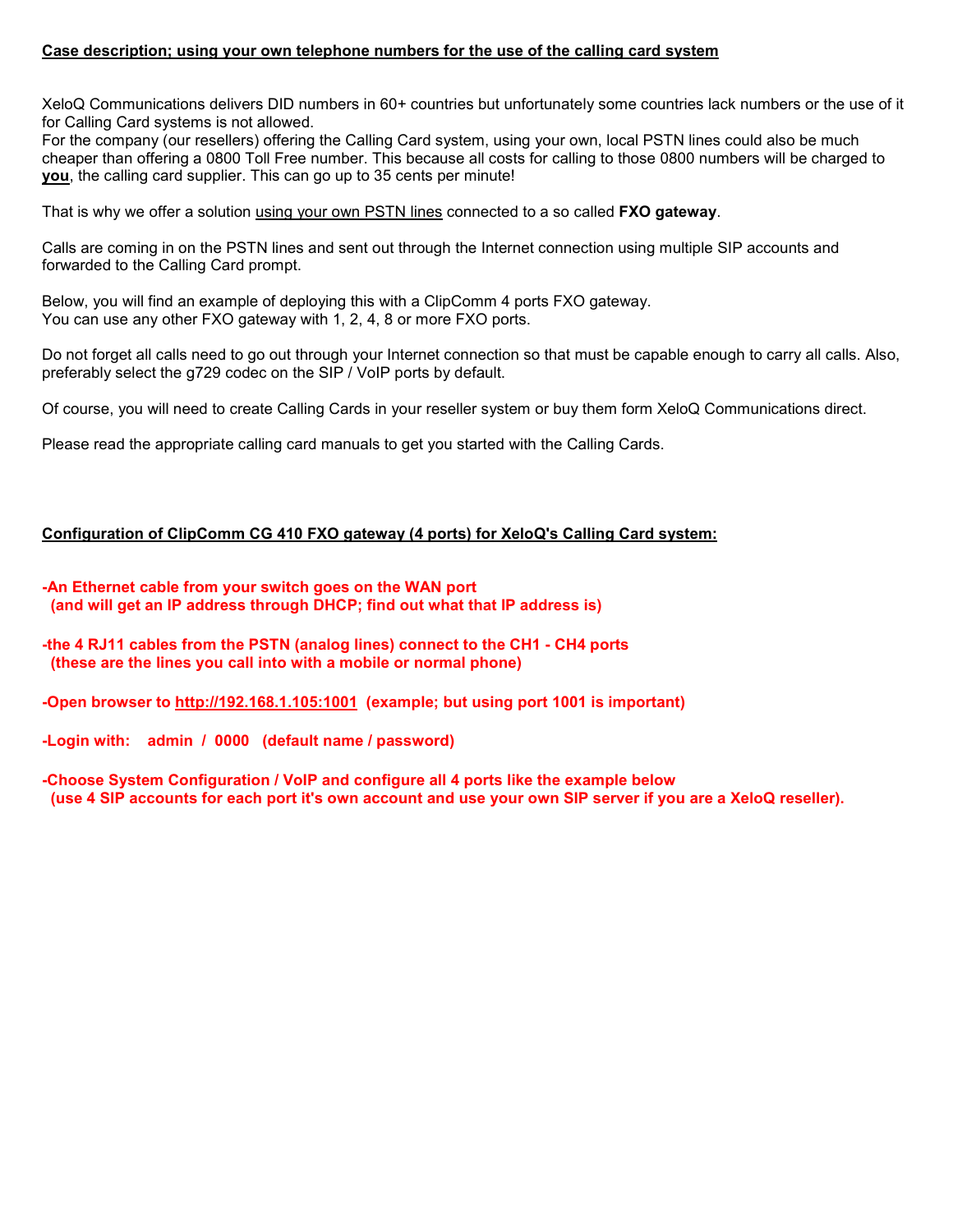## Case description; using your own telephone numbers for the use of the calling card system

XeloQ Communications delivers DID numbers in 60+ countries but unfortunately some countries lack numbers or the use of it for Calling Card systems is not allowed.
For the company (our resellers) offering the Calling Card system, using your own, local PSTN lines could also be much cheaper than offering a 0800 Toll Free number. This because all costs for calling to those 0800 numbers will be charged to **you**, the calling card supplier. This can go up to 35 cents per minute!

That is why we offer a solution using your own PSTN lines connected to a so called **FXO gateway**.

Calls are coming in on the PSTN lines and sent out through the Internet connection using multiple SIP accounts and forwarded to the Calling Card prompt.

Below, you will find an example of deploying this with a ClipComm 4 ports FXO gateway.
You can use any other FXO gateway with 1, 2, 4, 8 or more FXO ports.

Do not forget all calls need to go out through your Internet connection so that must be capable enough to carry all calls. Also, preferably select the g729 codec on the SIP / VoIP ports by default.

Of course, you will need to create Calling Cards in your reseller system or buy them form XeloQ Communications direct.

Please read the appropriate calling card manuals to get you started with the Calling Cards.

## Configuration of ClipComm CG 410 FXO gateway (4 ports) for XeloQ's Calling Card system:

**-An Ethernet cable from your switch goes on the WAN port**
**(and will get an IP address through DHCP; find out what that IP address is)**

**-the 4 RJ11 cables from the PSTN (analog lines) connect to the CH1 - CH4 ports**
**(these are the lines you call into with a mobile or normal phone)**

**-Open browser to http://192.168.1.105:1001 (example; but using port 1001 is important)**

**-Login with: admin / 0000 (default name / password)**

**-Choose System Configuration / VoIP and configure all 4 ports like the example below**
**(use 4 SIP accounts for each port it's own account and use your own SIP server if you are a XeloQ reseller).**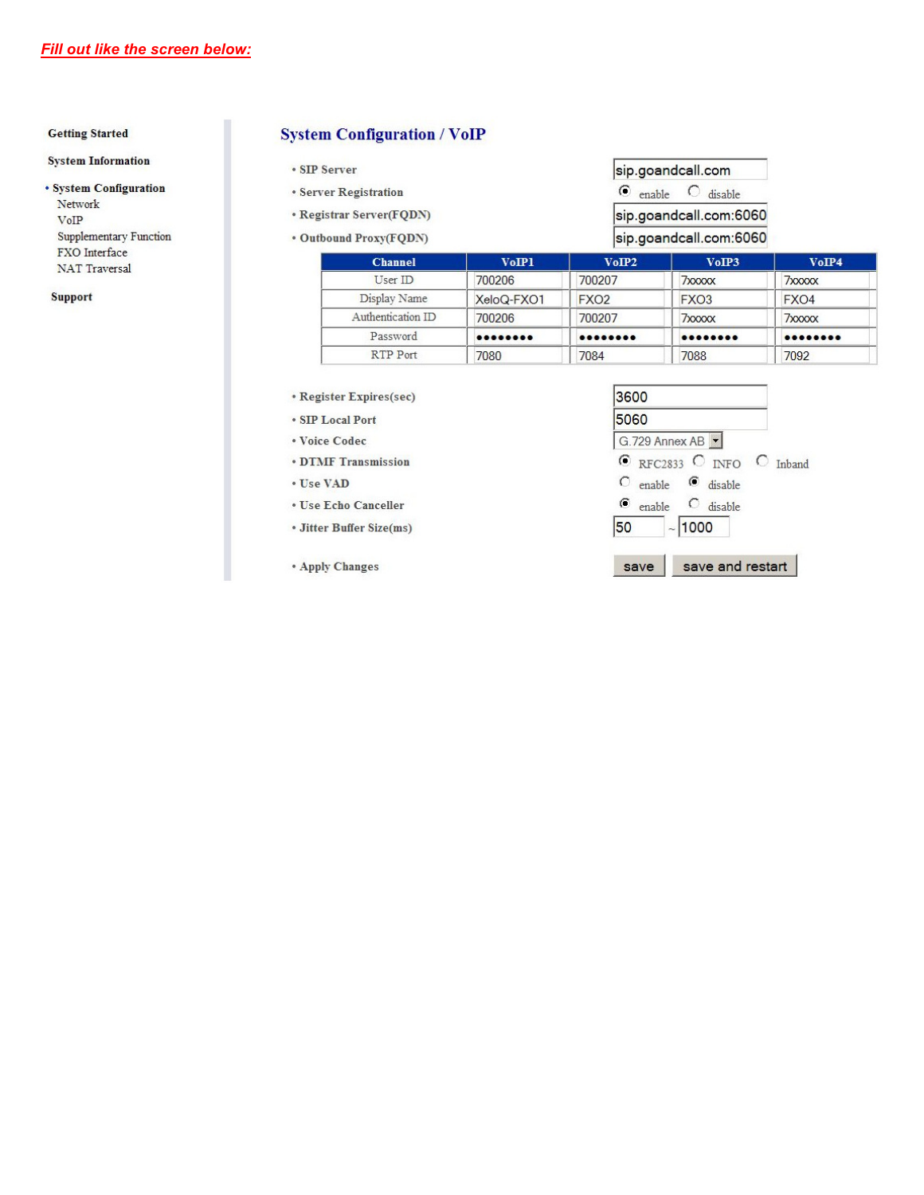***Fill out like the screen below:***

**Getting Started**

**System Information**

- **System Configuration**
  - Network
  - VoIP
  - Supplementary Function
  - FXO Interface
  - NAT Traversal

**Support**

## System Configuration / VoIP

- **SIP Server**: sip.goandcall.com
- **Server Registration**: (•) enable ( ) disable
- **Registrar Server(FQDN)**: sip.goandcall.com:6060
- **Outbound Proxy(FQDN)**: sip.goandcall.com:6060

| Channel | VoIP1 | VoIP2 | VoIP3 | VoIP4 |
|---|---|---|---|---|
| User ID | 700206 | 700207 | 7xxxxx | 7xxxxx |
| Display Name | XeloQ-FXO1 | FXO2 | FXO3 | FXO4 |
| Authentication ID | 700206 | 700207 | 7xxxxx | 7xxxxx |
| Password | •••••••• | •••••••• | •••••••• | •••••••• |
| RTP Port | 7080 | 7084 | 7088 | 7092 |

- **Register Expires(sec)**: 3600
- **SIP Local Port**: 5060
- **Voice Codec**: G.729 Annex AB
- **DTMF Transmission**: (•) RFC2833 ( ) INFO ( ) Inband
- **Use VAD**: ( ) enable (•) disable
- **Use Echo Canceller**: (•) enable ( ) disable
- **Jitter Buffer Size(ms)**: 50 ~ 1000
- **Apply Changes**: [save] [save and restart]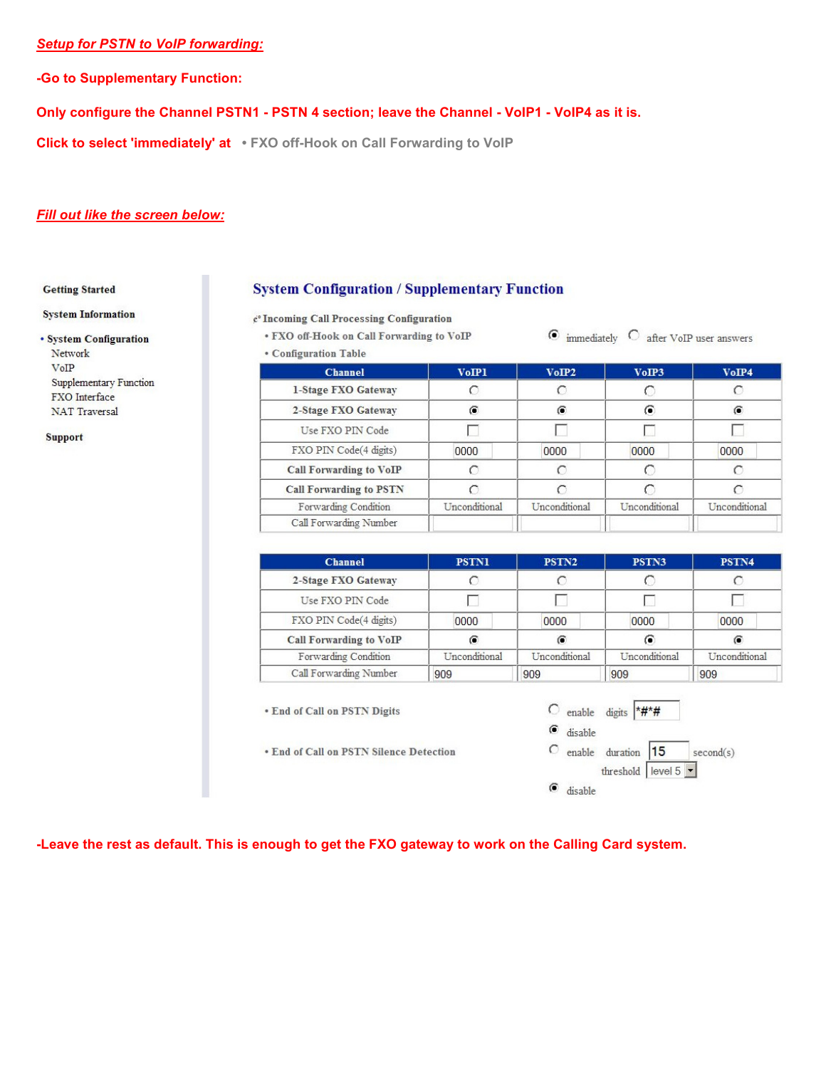***Setup for PSTN to VoIP forwarding:***

**-Go to Supplementary Function:**

**Only configure the Channel PSTN1 - PSTN 4 section; leave the Channel - VoIP1 - VoIP4 as it is.**

**Click to select 'immediately' at • FXO off-Hook on Call Forwarding to VoIP**

***Fill out like the screen below:***

Getting Started

System Information

• System Configuration
  - Network
  - VoIP
  - Supplementary Function
  - FXO Interface
  - NAT Traversal

Support

## System Configuration / Supplementary Function

Incoming Call Processing Configuration

• FXO off-Hook on Call Forwarding to VoIP — (●) immediately ( ) after VoIP user answers

• Configuration Table

| Channel | VoIP1 | VoIP2 | VoIP3 | VoIP4 |
|---|---|---|---|---|
| 1-Stage FXO Gateway | ( ) | ( ) | ( ) | ( ) |
| 2-Stage FXO Gateway | (●) | (●) | (●) | (●) |
| Use FXO PIN Code | [ ] | [ ] | [ ] | [ ] |
| FXO PIN Code(4 digits) | 0000 | 0000 | 0000 | 0000 |
| Call Forwarding to VoIP | ( ) | ( ) | ( ) | ( ) |
| Call Forwarding to PSTN | ( ) | ( ) | ( ) | ( ) |
| Forwarding Condition | Unconditional | Unconditional | Unconditional | Unconditional |
| Call Forwarding Number | | | | |

| Channel | PSTN1 | PSTN2 | PSTN3 | PSTN4 |
|---|---|---|---|---|
| 2-Stage FXO Gateway | ( ) | ( ) | ( ) | ( ) |
| Use FXO PIN Code | [ ] | [ ] | [ ] | [ ] |
| FXO PIN Code(4 digits) | 0000 | 0000 | 0000 | 0000 |
| Call Forwarding to VoIP | (●) | (●) | (●) | (●) |
| Forwarding Condition | Unconditional | Unconditional | Unconditional | Unconditional |
| Call Forwarding Number | 909 | 909 | 909 | 909 |

• End of Call on PSTN Digits — ( ) enable digits *#*# ; (●) disable

• End of Call on PSTN Silence Detection — ( ) enable duration 15 second(s) threshold level 5 ; (●) disable

**-Leave the rest as default. This is enough to get the FXO gateway to work on the Calling Card system.**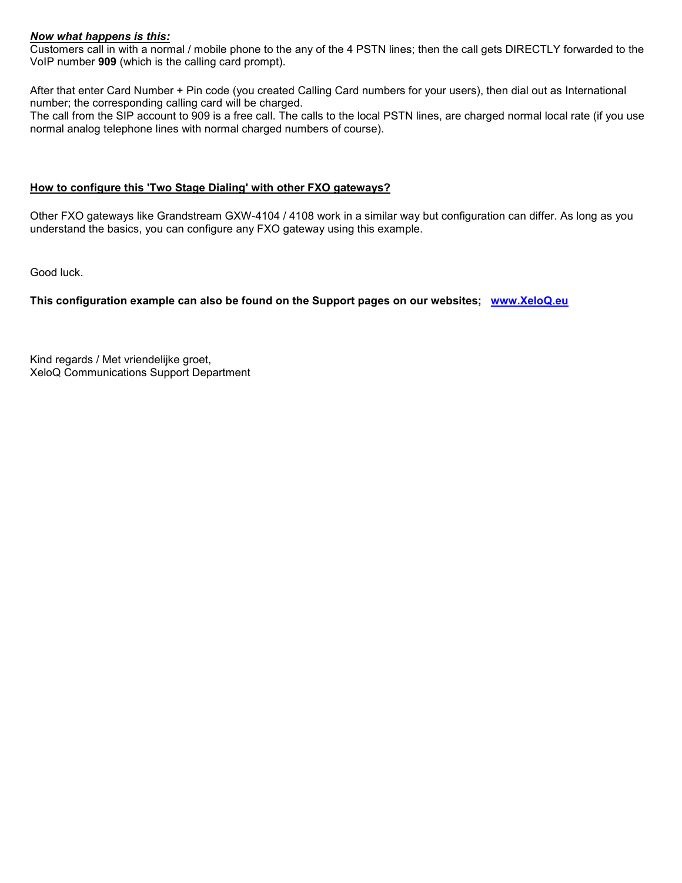***Now what happens is this:***
Customers call in with a normal / mobile phone to the any of the 4 PSTN lines; then the call gets DIRECTLY forwarded to the VoIP number **909** (which is the calling card prompt).

After that enter Card Number + Pin code (you created Calling Card numbers for your users), then dial out as International number; the corresponding calling card will be charged.
The call from the SIP account to 909 is a free call. The calls to the local PSTN lines, are charged normal local rate (if you use normal analog telephone lines with normal charged numbers of course).

**How to configure this 'Two Stage Dialing' with other FXO gateways?**

Other FXO gateways like Grandstream GXW-4104 / 4108 work in a similar way but configuration can differ. As long as you understand the basics, you can configure any FXO gateway using this example.

Good luck.

**This configuration example can also be found on the Support pages on our websites; [www.XeloQ.eu](http://www.XeloQ.eu)**

Kind regards / Met vriendelijke groet,
XeloQ Communications Support Department